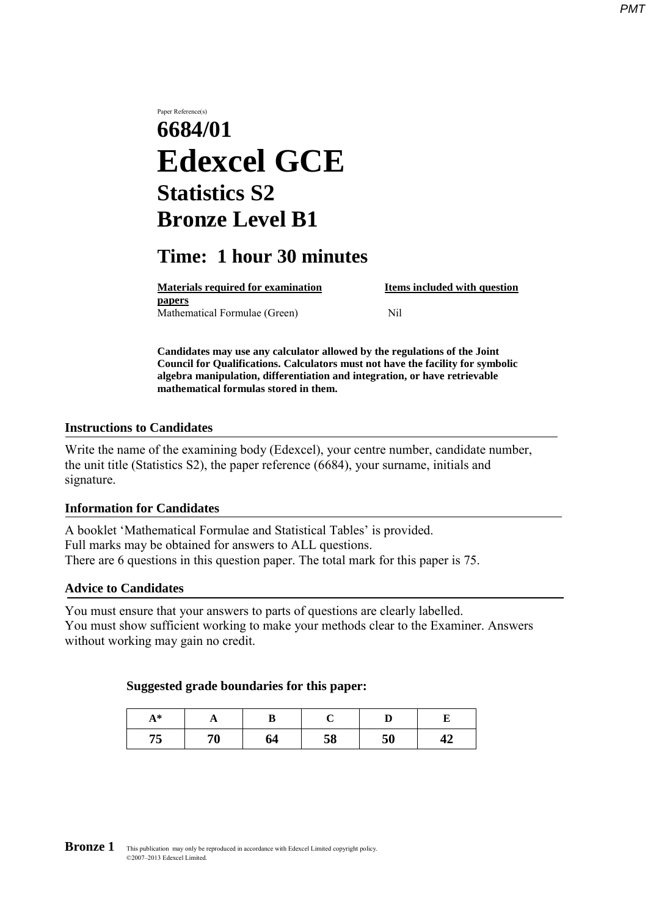Paper Reference(s)

# 6684/01

# Edexcel GCE

## Statistics S2

## Bronze Level B1

## Time: 1 hour 30 minutes

| Materials required for examination papers | Items included with question |
| --- | --- |
| Mathematical Formulae (Green) | Nil |

**Candidates may use any calculator allowed by the regulations of the Joint Council for Qualifications. Calculators must not have the facility for symbolic algebra manipulation, differentiation and integration, or have retrievable mathematical formulas stored in them.**

### Instructions to Candidates

Write the name of the examining body (Edexcel), your centre number, candidate number, the unit title (Statistics S2), the paper reference (6684), your surname, initials and signature.

### Information for Candidates

A booklet 'Mathematical Formulae and Statistical Tables' is provided.
Full marks may be obtained for answers to ALL questions.
There are 6 questions in this question paper. The total mark for this paper is 75.

### Advice to Candidates

You must ensure that your answers to parts of questions are clearly labelled.
You must show sufficient working to make your methods clear to the Examiner. Answers without working may gain no credit.

**Suggested grade boundaries for this paper:**

| A* | A | B | C | D | E |
| --- | --- | --- | --- | --- | --- |
| 75 | 70 | 64 | 58 | 50 | 42 |

**Bronze 1** This publication may only be reproduced in accordance with Edexcel Limited copyright policy.
©2007–2013 Edexcel Limited.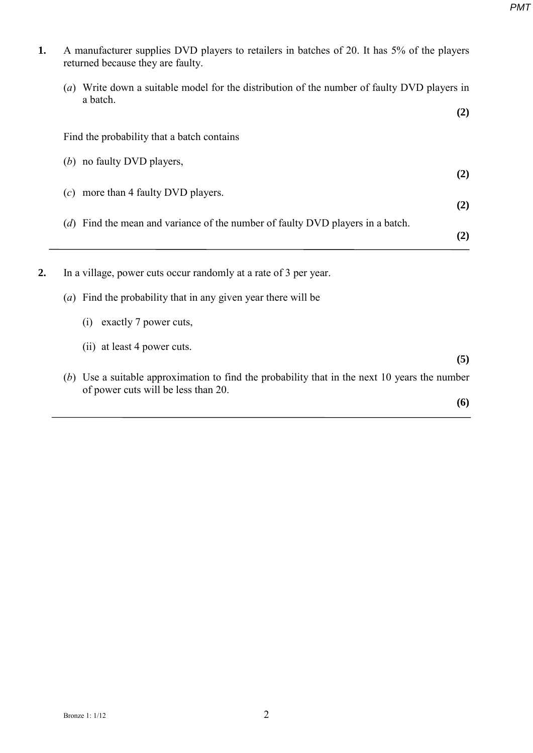**1.** A manufacturer supplies DVD players to retailers in batches of 20. It has 5% of the players returned because they are faulty.

(*a*) Write down a suitable model for the distribution of the number of faulty DVD players in a batch.

**(2)**

Find the probability that a batch contains

(*b*) no faulty DVD players,

**(2)**

(*c*) more than 4 faulty DVD players.

**(2)**

(*d*) Find the mean and variance of the number of faulty DVD players in a batch.

**(2)**

---

**2.** In a village, power cuts occur randomly at a rate of 3 per year.

(*a*) Find the probability that in any given year there will be

(i) exactly 7 power cuts,

(ii) at least 4 power cuts.

**(5)**

(*b*) Use a suitable approximation to find the probability that in the next 10 years the number of power cuts will be less than 20.

**(6)**

---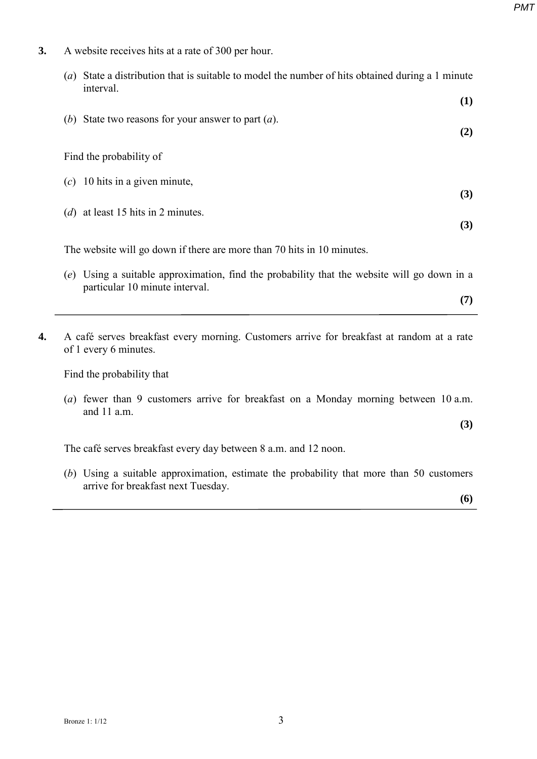**3.** A website receives hits at a rate of 300 per hour.

(*a*) State a distribution that is suitable to model the number of hits obtained during a 1 minute interval.
**(1)**

(*b*) State two reasons for your answer to part (*a*).
**(2)**

Find the probability of

(*c*) 10 hits in a given minute,
**(3)**

(*d*) at least 15 hits in 2 minutes.
**(3)**

The website will go down if there are more than 70 hits in 10 minutes.

(*e*) Using a suitable approximation, find the probability that the website will go down in a particular 10 minute interval.
**(7)**

---

**4.** A café serves breakfast every morning. Customers arrive for breakfast at random at a rate of 1 every 6 minutes.

Find the probability that

(*a*) fewer than 9 customers arrive for breakfast on a Monday morning between 10 a.m. and 11 a.m.
**(3)**

The café serves breakfast every day between 8 a.m. and 12 noon.

(*b*) Using a suitable approximation, estimate the probability that more than 50 customers arrive for breakfast next Tuesday.
**(6)**

---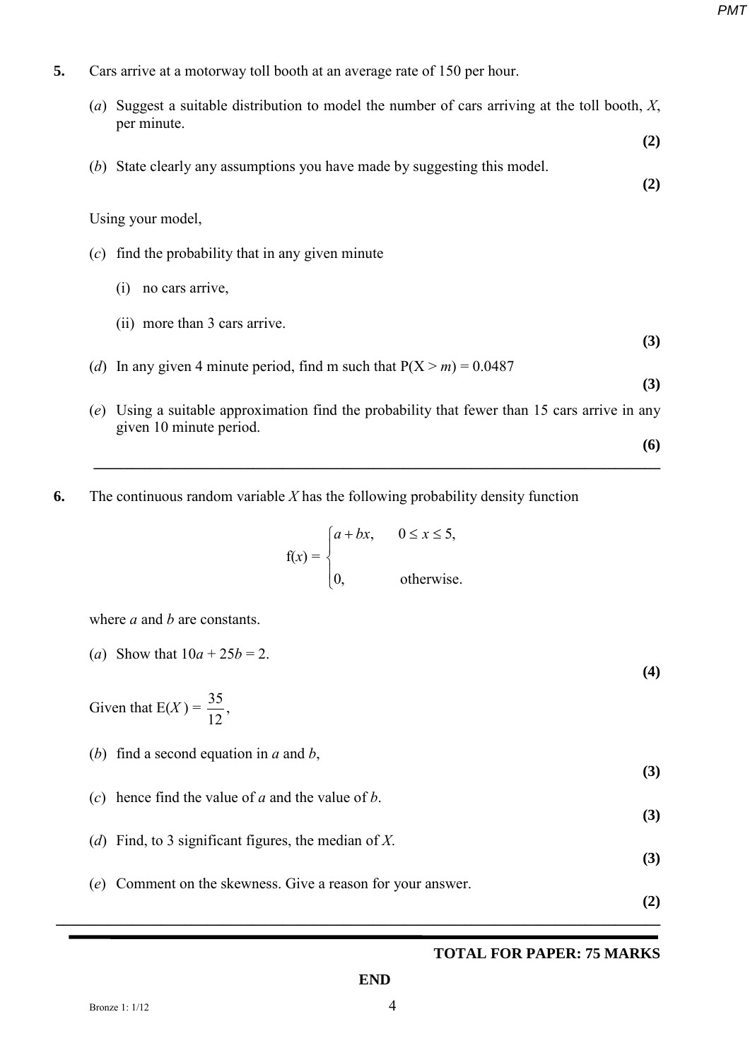**5.** Cars arrive at a motorway toll booth at an average rate of 150 per hour.

(*a*) Suggest a suitable distribution to model the number of cars arriving at the toll booth, $X$, per minute.
**(2)**

(*b*) State clearly any assumptions you have made by suggesting this model.
**(2)**

Using your model,

(*c*) find the probability that in any given minute

(i) no cars arrive,

(ii) more than 3 cars arrive.
**(3)**

(*d*) In any given 4 minute period, find m such that $P(X > m) = 0.0487$
**(3)**

(*e*) Using a suitable approximation find the probability that fewer than 15 cars arrive in any given 10 minute period.
**(6)**

---

**6.** The continuous random variable $X$ has the following probability density function

$$f(x) = \begin{cases} a + bx, & 0 \leq x \leq 5, \\ 0, & \text{otherwise.} \end{cases}$$

where $a$ and $b$ are constants.

(*a*) Show that $10a + 25b = 2$.
**(4)**

Given that $E(X) = \dfrac{35}{12}$,

(*b*) find a second equation in $a$ and $b$,
**(3)**

(*c*) hence find the value of $a$ and the value of $b$.
**(3)**

(*d*) Find, to 3 significant figures, the median of $X$.
**(3)**

(*e*) Comment on the skewness. Give a reason for your answer.
**(2)**

---

**TOTAL FOR PAPER: 75 MARKS**

**END**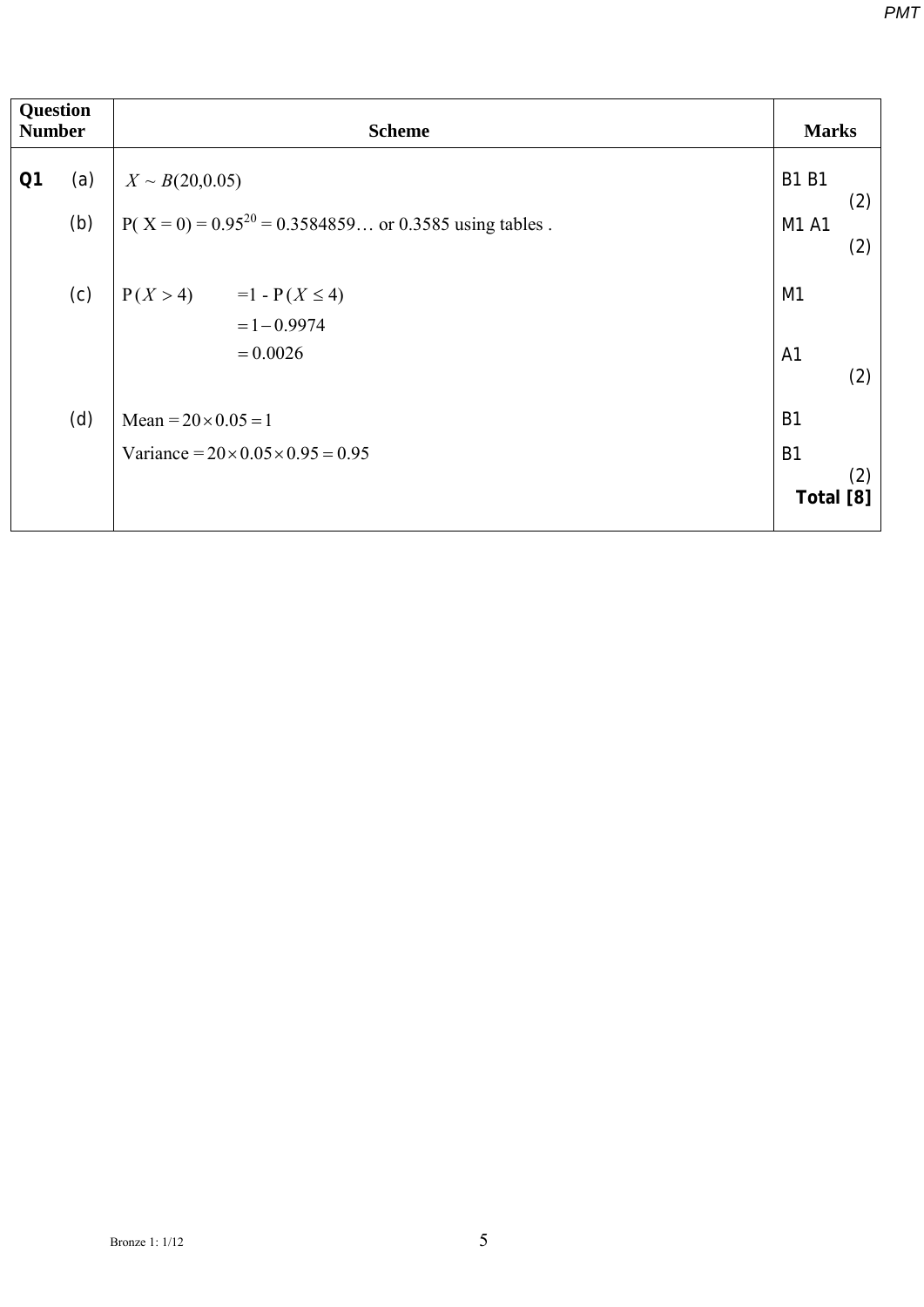| Question Number | | Scheme | Marks |
|---|---|---|---|
| **Q1** | (a) | $X \sim B(20, 0.05)$ | B1 B1 (2) |
| | (b) | P( X = 0) = $0.95^{20}$ = 0.3584859… or 0.3585 using tables . | M1 A1 (2) |
| | (c) | $\mathrm{P}(X > 4) \quad = 1 - \mathrm{P}(X \leq 4)$ | M1 |
| | | $= 1 - 0.9974$ | |
| | | $= 0.0026$ | A1 (2) |
| | (d) | Mean $= 20 \times 0.05 = 1$ | B1 |
| | | Variance $= 20 \times 0.05 \times 0.95 = 0.95$ | B1 (2) |
| | | | **Total [8]** |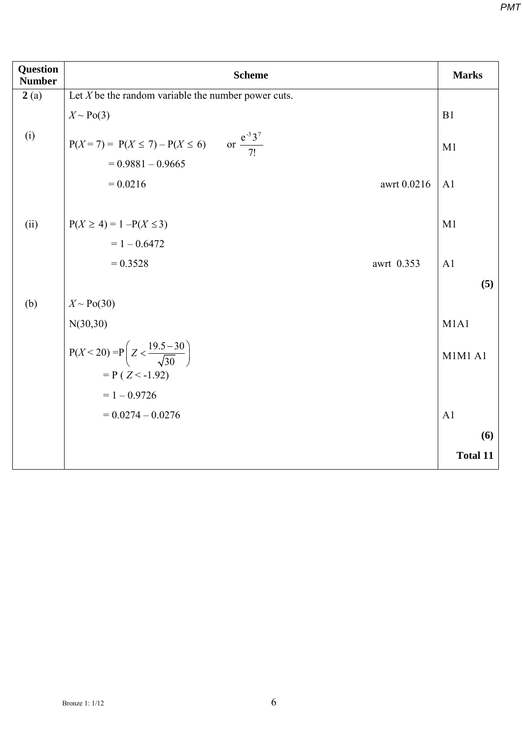| Question Number | Scheme | Marks |
|---|---|---|
| **2** (a) | Let $X$ be the random variable the number power cuts. | |
| | $X \sim \text{Po}(3)$ | B1 |
| (i) | $\text{P}(X = 7) = \text{P}(X \leq 7) - \text{P}(X \leq 6)$ or $\dfrac{e^{-3}3^7}{7!}$ | M1 |
| | $= 0.9881 - 0.9665$ | |
| | $= 0.0216$ awrt 0.0216 | A1 |
| (ii) | $\text{P}(X \geq 4) = 1 - \text{P}(X \leq 3)$ | M1 |
| | $= 1 - 0.6472$ | |
| | $= 0.3528$ awrt 0.353 | A1 |
| | | **(5)** |
| (b) | $X \sim \text{Po}(30)$ | |
| | $\text{N}(30,30)$ | M1A1 |
| | $\text{P}(X < 20) = \text{P}\left(Z < \dfrac{19.5 - 30}{\sqrt{30}}\right)$ | M1M1 A1 |
| | $= \text{P}(Z < -1.92)$ | |
| | $= 1 - 0.9726$ | |
| | $= 0.0274 - 0.0276$ | A1 |
| | | **(6)** |
| | | **Total 11** |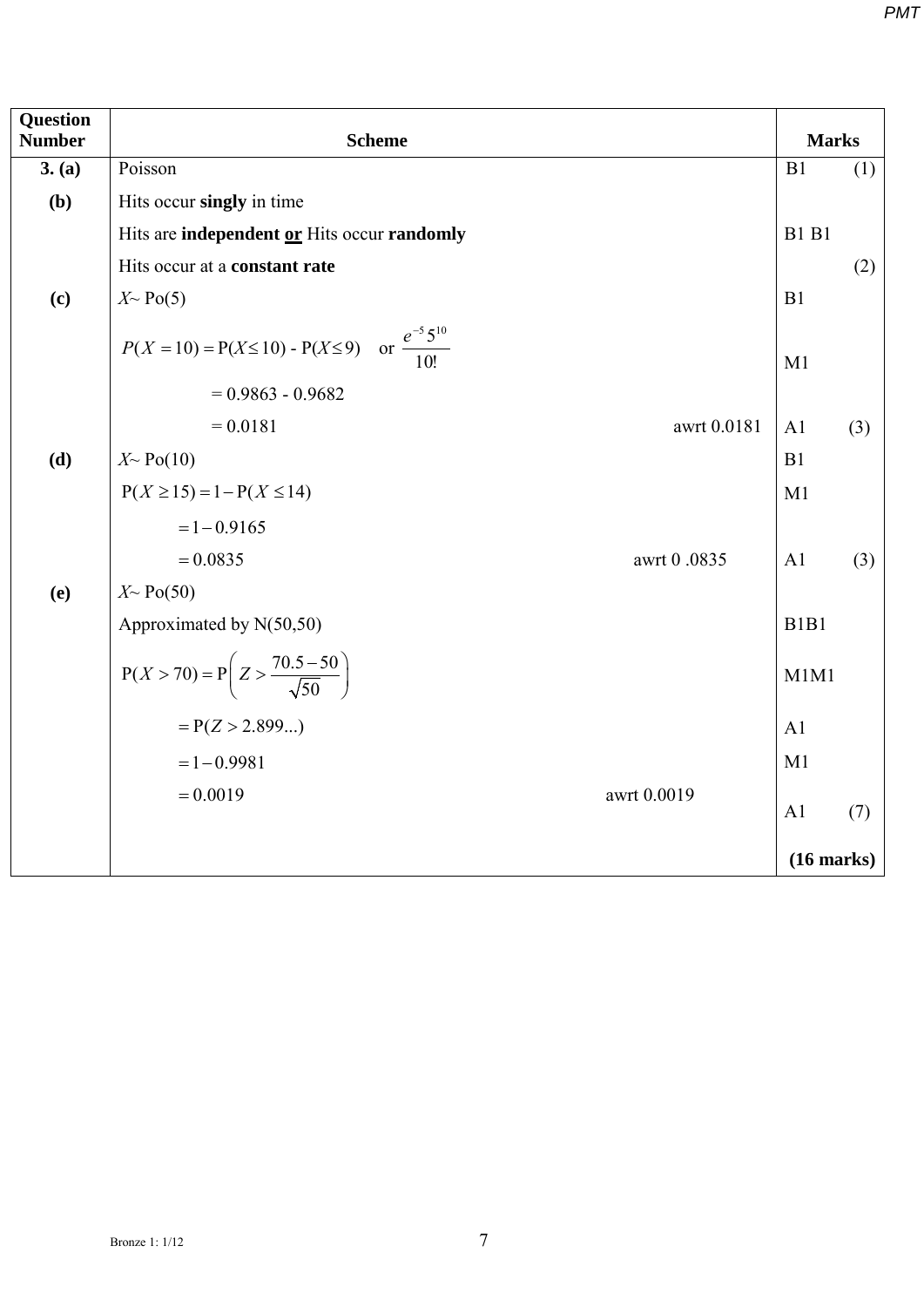| Question Number | Scheme | | Marks | |
|---|---|---|---|---|
| **3. (a)** | Poisson | | B1 | (1) |
| **(b)** | Hits occur **singly** in time | | | |
| | Hits are **independent** **<u>or</u>** Hits occur **randomly** | | B1 B1 | |
| | Hits occur at a **constant rate** | | | (2) |
| **(c)** | $X\sim$ Po(5) | | B1 | |
| | $P(X=10) = \text{P}(X \le 10) - \text{P}(X \le 9)$ or $\dfrac{e^{-5}5^{10}}{10!}$ | | M1 | |
| | $= 0.9863 - 0.9682$ | | | |
| | $= 0.0181$ | awrt 0.0181 | A1 | (3) |
| **(d)** | $X\sim$ Po(10) | | B1 | |
| | $\text{P}(X \ge 15) = 1 - \text{P}(X \le 14)$ | | M1 | |
| | $= 1 - 0.9165$ | | | |
| | $= 0.0835$ | awrt 0 .0835 | A1 | (3) |
| **(e)** | $X\sim$ Po(50) | | | |
| | Approximated by N(50,50) | | B1B1 | |
| | $\text{P}(X > 70) = \text{P}\left(Z > \dfrac{70.5-50}{\sqrt{50}}\right)$ | | M1M1 | |
| | $= \text{P}(Z > 2.899...)$ | | A1 | |
| | $= 1 - 0.9981$ | | M1 | |
| | $= 0.0019$ | awrt 0.0019 | A1 | (7) |
| | | | **(16 marks)** | |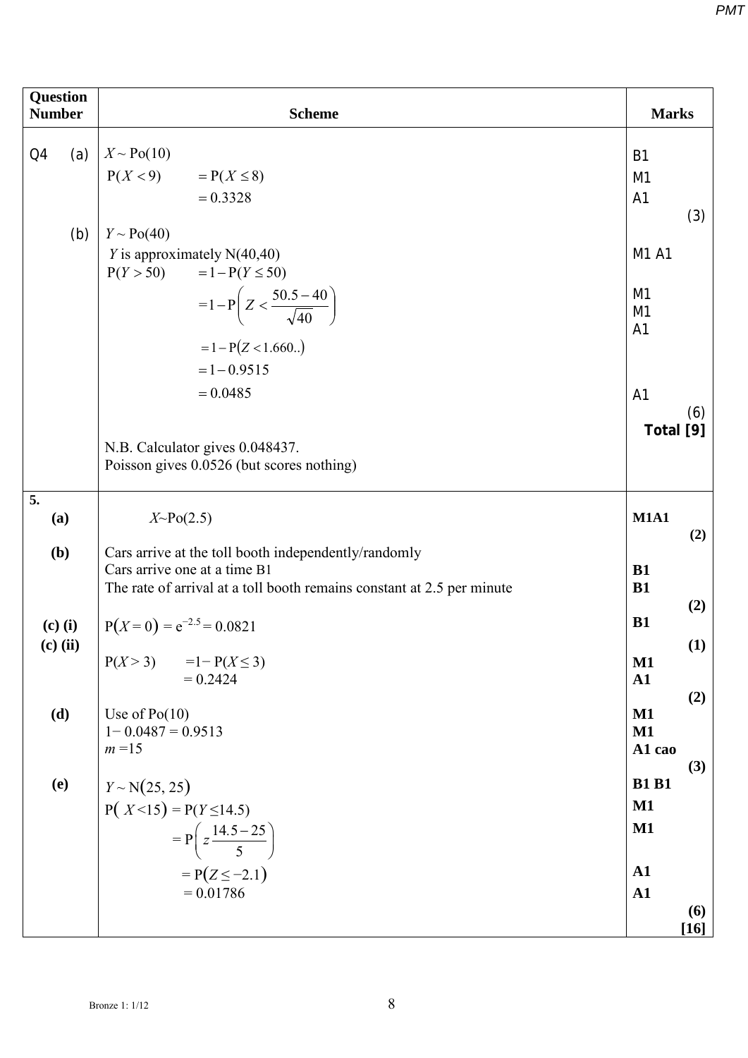| Question Number | Scheme | Marks |
|---|---|---|
| Q4 (a) | $X \sim \text{Po}(10)$ | B1 |
| | $\text{P}(X < 9) \quad = \text{P}(X \leq 8)$ | M1 |
| | $= 0.3328$ | A1 (3) |
| (b) | $Y \sim \text{Po}(40)$ | |
| | $Y$ is approximately N(40,40) | M1 A1 |
| | $\text{P}(Y > 50) \quad = 1 - \text{P}(Y \leq 50)$ | |
| | $= 1 - \text{P}\left(Z < \dfrac{50.5 - 40}{\sqrt{40}}\right)$ | M1 M1 A1 |
| | $= 1 - \text{P}(Z < 1.660..)$ | |
| | $= 1 - 0.9515$ | |
| | $= 0.0485$ | A1 (6) |
| | N.B. Calculator gives 0.048437. Poisson gives 0.0526 (but scores nothing) | **Total [9]** |
| **5. (a)** | $X \sim \text{Po}(2.5)$ | **M1A1 (2)** |
| **(b)** | Cars arrive at the toll booth independently/randomly | |
| | Cars arrive one at a time B1 | **B1** |
| | The rate of arrival at a toll booth remains constant at 2.5 per minute | **B1 (2)** |
| **(c) (i)** | $\text{P}(X = 0) = \text{e}^{-2.5} = 0.0821$ | **B1 (1)** |
| **(c) (ii)** | $\text{P}(X > 3) \quad = 1 - \text{P}(X \leq 3)$ | **M1** |
| | $= 0.2424$ | **A1 (2)** |
| **(d)** | Use of Po(10) | **M1** |
| | $1 - 0.0487 = 0.9513$ | **M1** |
| | $m = 15$ | **A1 cao (3)** |
| **(e)** | $Y \sim \text{N}(25, 25)$ | **B1 B1** |
| | $\text{P}(X < 15) = \text{P}(Y \leq 14.5)$ | **M1** |
| | $= \text{P}\left(z \dfrac{14.5 - 25}{5}\right)$ | **M1** |
| | $= \text{P}(Z \leq -2.1)$ | **A1** |
| | $= 0.01786$ | **A1 (6) [16]** |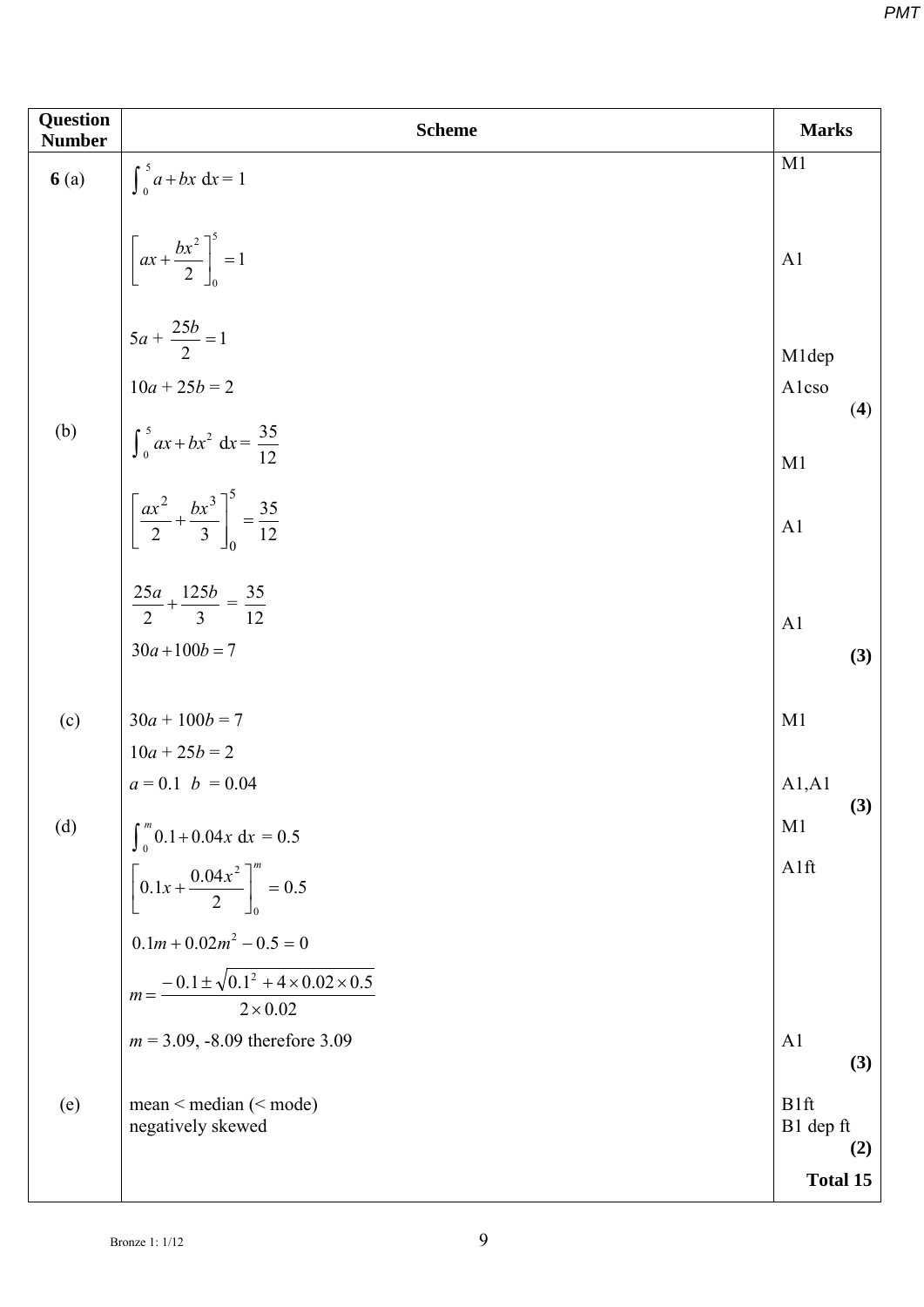| Question Number | Scheme | Marks |
|---|---|---|
| **6** (a) | $\int_0^5 a + bx \; \mathrm{d}x = 1$ | M1 |
| | $\left[ ax + \frac{bx^2}{2} \right]_0^5 = 1$ | A1 |
| | $5a + \frac{25b}{2} = 1$ | M1dep |
| | $10a + 25b = 2$ | A1cso **(4)** |
| (b) | $\int_0^5 ax + bx^2 \; \mathrm{d}x = \frac{35}{12}$ | M1 |
| | $\left[ \frac{ax^2}{2} + \frac{bx^3}{3} \right]_0^5 = \frac{35}{12}$ | A1 |
| | $\frac{25a}{2} + \frac{125b}{3} = \frac{35}{12}$ | |
| | $30a + 100b = 7$ | A1 **(3)** |
| (c) | $30a + 100b = 7$ | M1 |
| | $10a + 25b = 2$ | |
| | $a = 0.1 \;\; b = 0.04$ | A1,A1 **(3)** |
| (d) | $\int_0^m 0.1 + 0.04x \; \mathrm{d}x = 0.5$ | M1 |
| | $\left[ 0.1x + \frac{0.04x^2}{2} \right]_0^m = 0.5$ | A1ft |
| | $0.1m + 0.02m^2 - 0.5 = 0$ | |
| | $m = \frac{-0.1 \pm \sqrt{0.1^2 + 4 \times 0.02 \times 0.5}}{2 \times 0.02}$ | |
| | $m = 3.09$, $-8.09$ therefore 3.09 | A1 **(3)** |
| (e) | mean < median (< mode) | B1ft |
| | negatively skewed | B1 dep ft **(2)** |
| | | **Total 15** |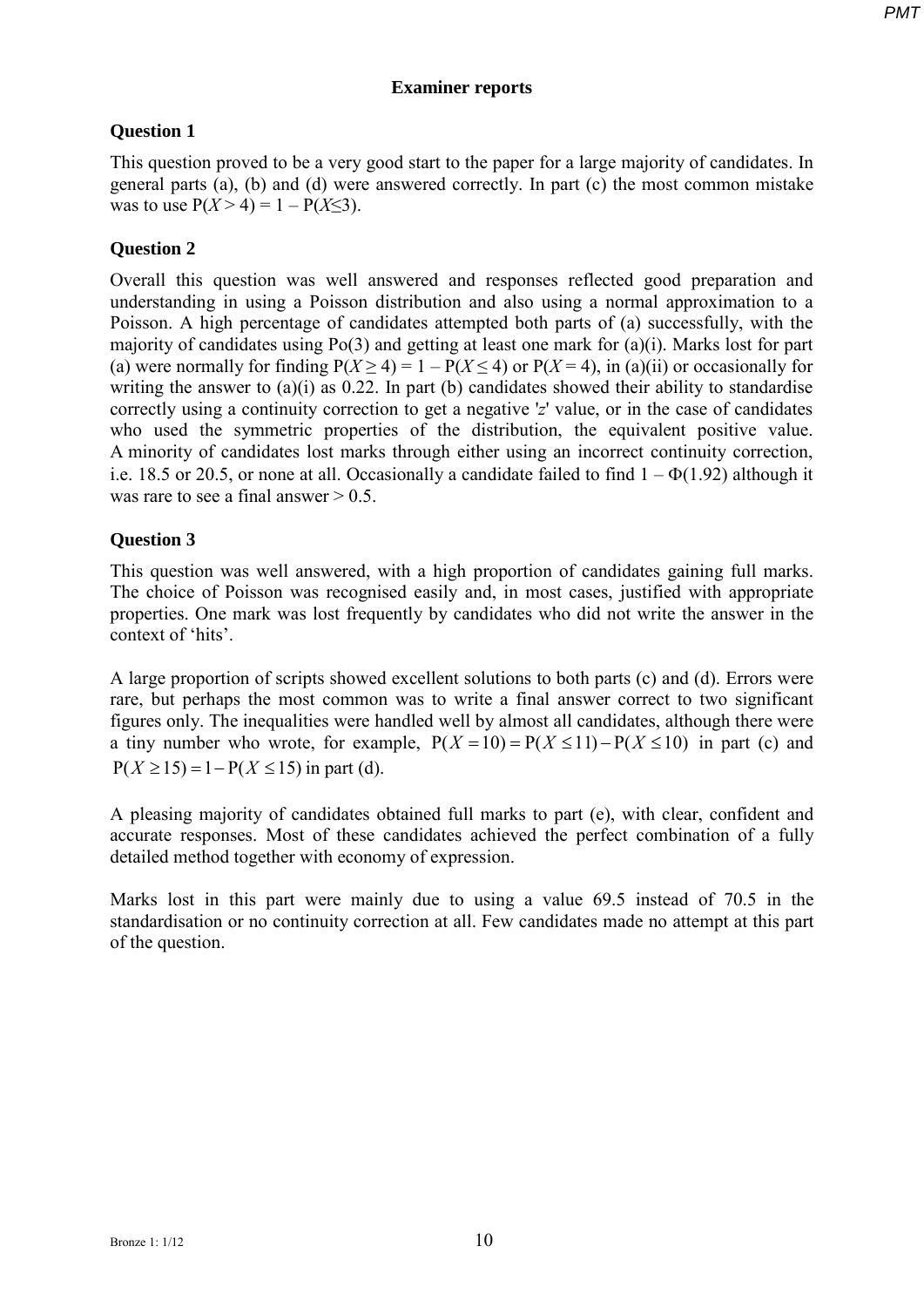## Examiner reports

### Question 1

This question proved to be a very good start to the paper for a large majority of candidates. In general parts (a), (b) and (d) were answered correctly. In part (c) the most common mistake was to use $\text{P}(X > 4) = 1 - \text{P}(X \leq 3)$.

### Question 2

Overall this question was well answered and responses reflected good preparation and understanding in using a Poisson distribution and also using a normal approximation to a Poisson. A high percentage of candidates attempted both parts of (a) successfully, with the majority of candidates using Po(3) and getting at least one mark for (a)(i). Marks lost for part (a) were normally for finding $\text{P}(X \geq 4) = 1 - \text{P}(X \leq 4)$ or $\text{P}(X = 4)$, in (a)(ii) or occasionally for writing the answer to (a)(i) as 0.22. In part (b) candidates showed their ability to standardise correctly using a continuity correction to get a negative '$z$' value, or in the case of candidates who used the symmetric properties of the distribution, the equivalent positive value. A minority of candidates lost marks through either using an incorrect continuity correction, i.e. 18.5 or 20.5, or none at all. Occasionally a candidate failed to find $1 - \Phi(1.92)$ although it was rare to see a final answer > 0.5.

### Question 3

This question was well answered, with a high proportion of candidates gaining full marks. The choice of Poisson was recognised easily and, in most cases, justified with appropriate properties. One mark was lost frequently by candidates who did not write the answer in the context of 'hits'.

A large proportion of scripts showed excellent solutions to both parts (c) and (d). Errors were rare, but perhaps the most common was to write a final answer correct to two significant figures only. The inequalities were handled well by almost all candidates, although there were a tiny number who wrote, for example, $\text{P}(X = 10) = \text{P}(X \leq 11) - \text{P}(X \leq 10)$ in part (c) and $\text{P}(X \geq 15) = 1 - \text{P}(X \leq 15)$ in part (d).

A pleasing majority of candidates obtained full marks to part (e), with clear, confident and accurate responses. Most of these candidates achieved the perfect combination of a fully detailed method together with economy of expression.

Marks lost in this part were mainly due to using a value 69.5 instead of 70.5 in the standardisation or no continuity correction at all. Few candidates made no attempt at this part of the question.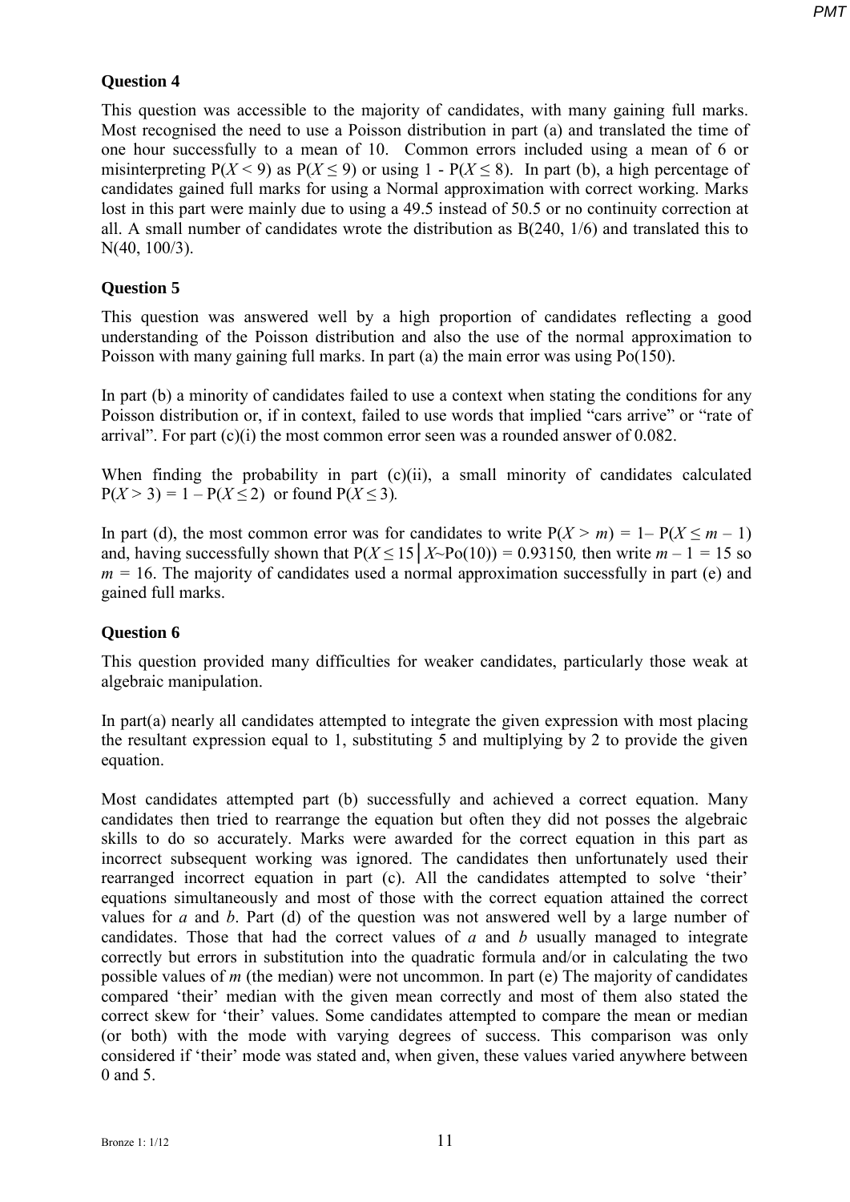## Question 4

This question was accessible to the majority of candidates, with many gaining full marks. Most recognised the need to use a Poisson distribution in part (a) and translated the time of one hour successfully to a mean of 10. Common errors included using a mean of 6 or misinterpreting $P(X < 9)$ as $P(X \leq 9)$ or using $1 - P(X \leq 8)$. In part (b), a high percentage of candidates gained full marks for using a Normal approximation with correct working. Marks lost in this part were mainly due to using a 49.5 instead of 50.5 or no continuity correction at all. A small number of candidates wrote the distribution as $B(240, 1/6)$ and translated this to $N(40, 100/3)$.

## Question 5

This question was answered well by a high proportion of candidates reflecting a good understanding of the Poisson distribution and also the use of the normal approximation to Poisson with many gaining full marks. In part (a) the main error was using Po(150).

In part (b) a minority of candidates failed to use a context when stating the conditions for any Poisson distribution or, if in context, failed to use words that implied "cars arrive" or "rate of arrival". For part (c)(i) the most common error seen was a rounded answer of 0.082.

When finding the probability in part (c)(ii), a small minority of candidates calculated $P(X > 3) = 1 - P(X \leq 2)$ or found $P(X \leq 3)$.

In part (d), the most common error was for candidates to write $P(X > m) = 1 - P(X \leq m - 1)$ and, having successfully shown that $P(X \leq 15 \mid X \sim \text{Po}(10)) = 0.93150$, then write $m - 1 = 15$ so $m = 16$. The majority of candidates used a normal approximation successfully in part (e) and gained full marks.

## Question 6

This question provided many difficulties for weaker candidates, particularly those weak at algebraic manipulation.

In part(a) nearly all candidates attempted to integrate the given expression with most placing the resultant expression equal to 1, substituting 5 and multiplying by 2 to provide the given equation.

Most candidates attempted part (b) successfully and achieved a correct equation. Many candidates then tried to rearrange the equation but often they did not posses the algebraic skills to do so accurately. Marks were awarded for the correct equation in this part as incorrect subsequent working was ignored. The candidates then unfortunately used their rearranged incorrect equation in part (c). All the candidates attempted to solve 'their' equations simultaneously and most of those with the correct equation attained the correct values for $a$ and $b$. Part (d) of the question was not answered well by a large number of candidates. Those that had the correct values of $a$ and $b$ usually managed to integrate correctly but errors in substitution into the quadratic formula and/or in calculating the two possible values of $m$ (the median) were not uncommon. In part (e) The majority of candidates compared 'their' median with the given mean correctly and most of them also stated the correct skew for 'their' values. Some candidates attempted to compare the mean or median (or both) with the mode with varying degrees of success. This comparison was only considered if 'their' mode was stated and, when given, these values varied anywhere between 0 and 5.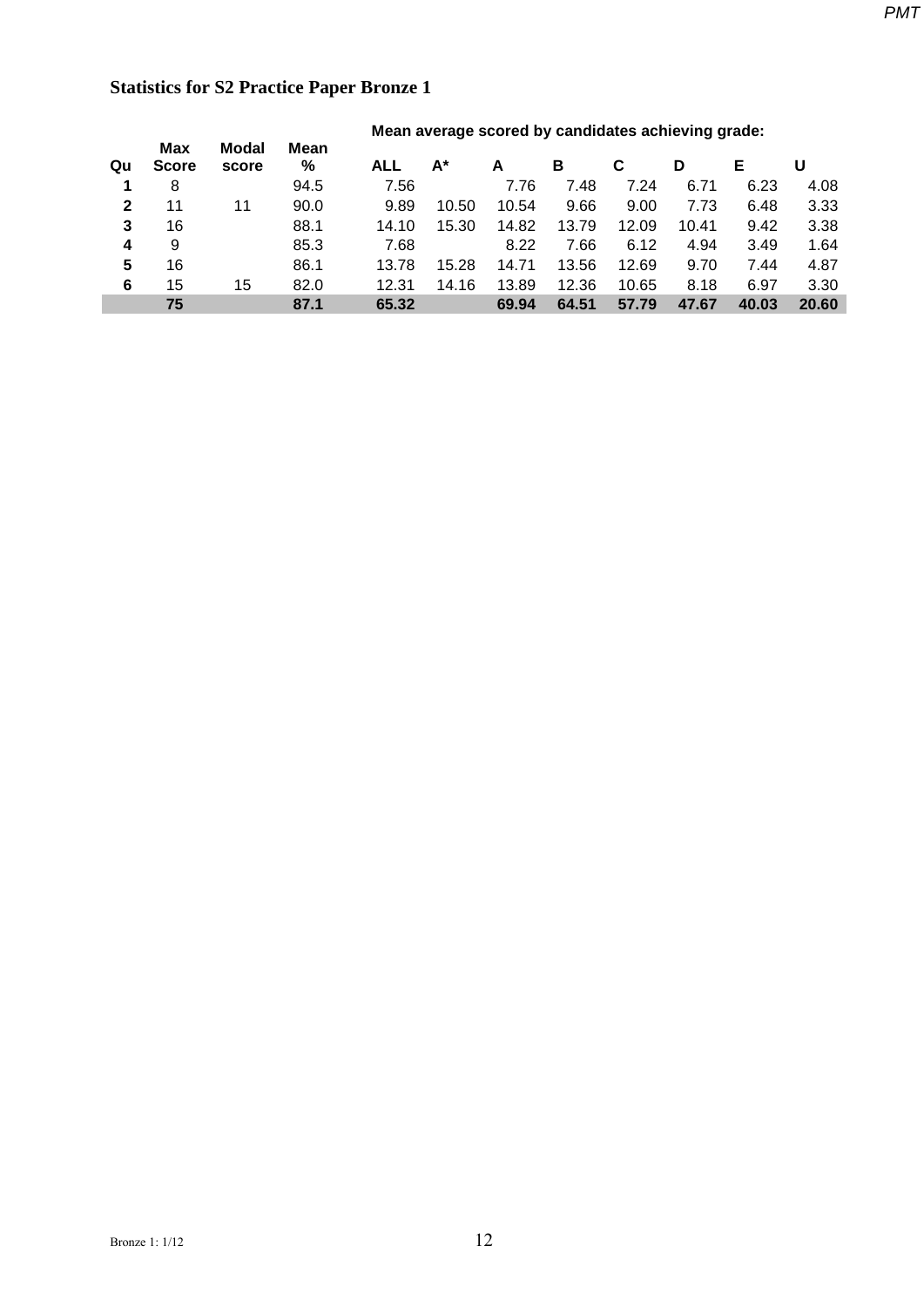# Statistics for S2 Practice Paper Bronze 1

| | | | | Mean average scored by candidates achieving grade: | | | | | | | |
|---|---|---|---|---|---|---|---|---|---|---|---|
| **Qu** | **Max Score** | **Modal score** | **Mean %** | **ALL** | **A*** | **A** | **B** | **C** | **D** | **E** | **U** |
| **1** | 8 | | 94.5 | 7.56 | | 7.76 | 7.48 | 7.24 | 6.71 | 6.23 | 4.08 |
| **2** | 11 | 11 | 90.0 | 9.89 | 10.50 | 10.54 | 9.66 | 9.00 | 7.73 | 6.48 | 3.33 |
| **3** | 16 | | 88.1 | 14.10 | 15.30 | 14.82 | 13.79 | 12.09 | 10.41 | 9.42 | 3.38 |
| **4** | 9 | | 85.3 | 7.68 | | 8.22 | 7.66 | 6.12 | 4.94 | 3.49 | 1.64 |
| **5** | 16 | | 86.1 | 13.78 | 15.28 | 14.71 | 13.56 | 12.69 | 9.70 | 7.44 | 4.87 |
| **6** | 15 | 15 | 82.0 | 12.31 | 14.16 | 13.89 | 12.36 | 10.65 | 8.18 | 6.97 | 3.30 |
| | **75** | | **87.1** | **65.32** | | **69.94** | **64.51** | **57.79** | **47.67** | **40.03** | **20.60** |